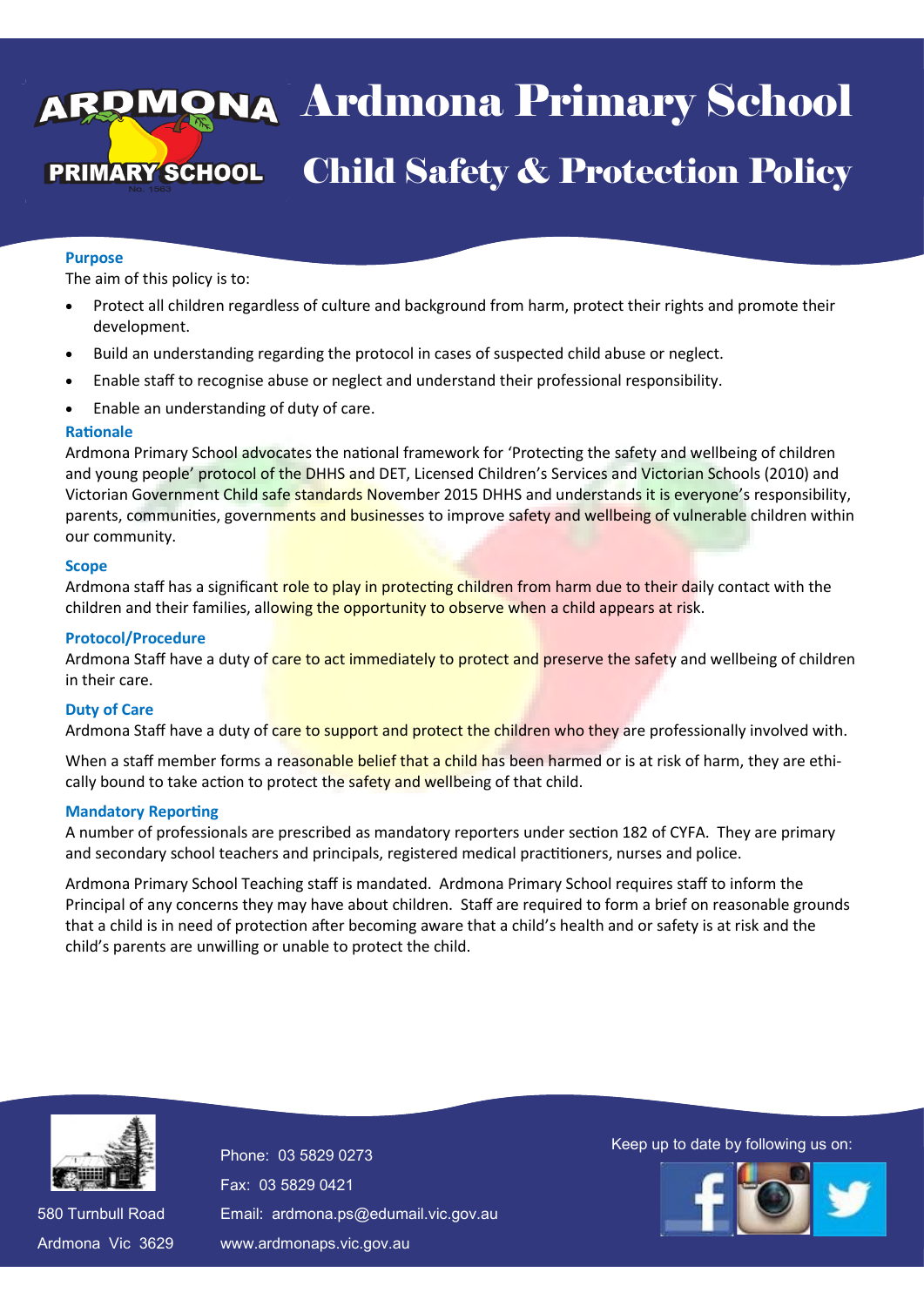# Ardmona Primary School

## Child Safety & Protection Policy

### Purpose

The aim of this policy is to:

- Protect all children regardless of culture and background from harm, protect their rights and promote their development.
- Build an understanding regarding the protocol in cases of suspected child abuse or neglect.
- Enable staff to recognise abuse or neglect and understand their professional responsibility.
- Enable an understanding of duty of care.

### Rationale

Ardmona Primary School advocates the national framework for 'Protecting the safety and wellbeing of children and young people' protocol of the DHHS and DET, Licensed Children's Services and Victorian Schools (2010) and Victorian Government Child safe standards November 2015 DHHS and understands it is everyone's responsibility, parents, communities, governments and businesses to improve safety and wellbeing of vulnerable children within our community.

### Scope

Ardmona staff has a significant role to play in protecting children from harm due to their daily contact with the children and their families, allowing the opportunity to observe when a child appears at risk.

### Protocol/Procedure

Ardmona Staff have a duty of care to act immediately to protect and preserve the safety and wellbeing of children in their care.

### Duty of Care

Ardmona Staff have a duty of care to support and protect the children who they are professionally involved with.

When a staff member forms a reasonable belief that a child has been harmed or is at risk of harm, they are ethically bound to take action to protect the safety and wellbeing of that child.

### Mandatory Reporting

A number of professionals are prescribed as mandatory reporters under section 182 of CYFA. They are primary and secondary school teachers and principals, registered medical practitioners, nurses and police.

Ardmona Primary School Teaching staff is mandated. Ardmona Primary School requires staff to inform the Principal of any concerns they may have about children. Staff are required to form a brief on reasonable grounds that a child is in need of protection after becoming aware that a child's health and or safety is at risk and the child's parents are unwilling or unable to protect the child.

580 Turnbull Road
Ardmona Vic 3629

Phone: 03 5829 0273
Fax: 03 5829 0421
Email: ardmona.ps@edumail.vic.gov.au
www.ardmonaps.vic.gov.au

Keep up to date by following us on: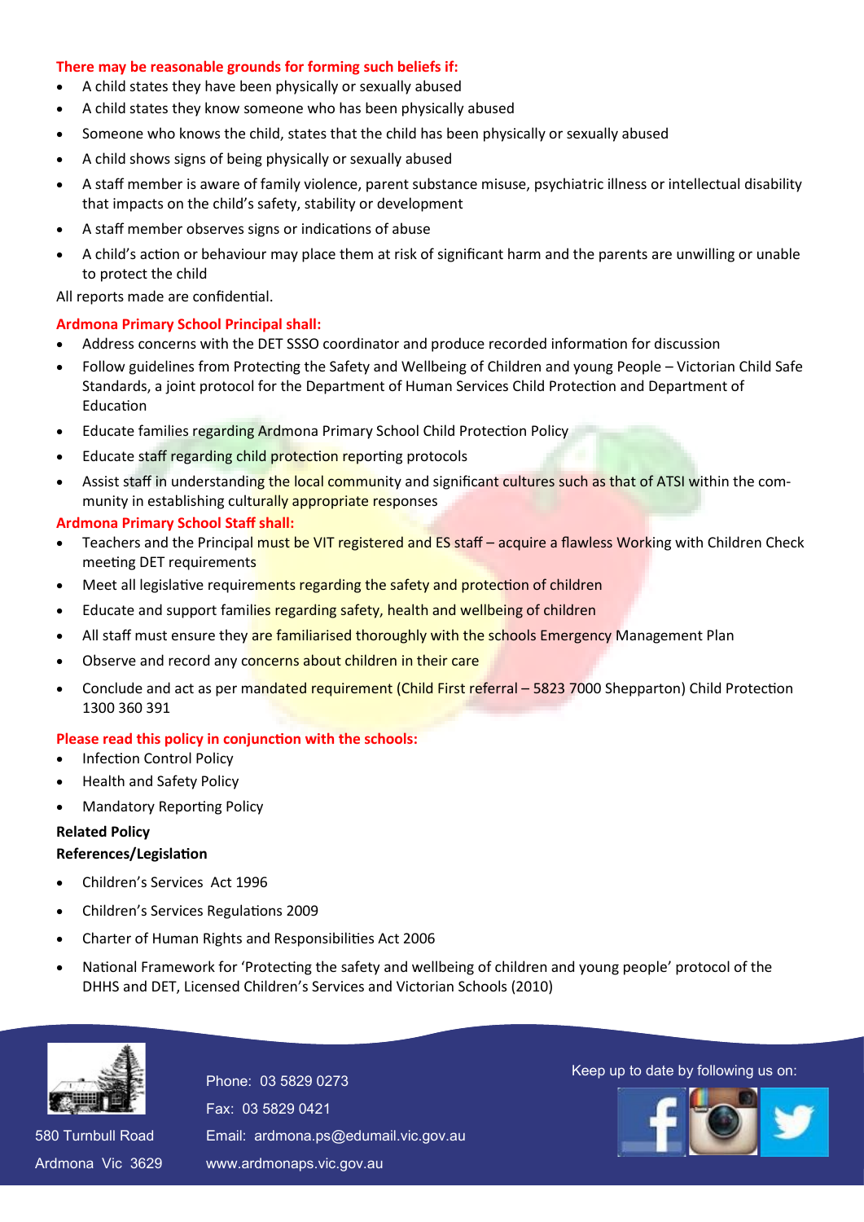**There may be reasonable grounds for forming such beliefs if:**

- A child states they have been physically or sexually abused
- A child states they know someone who has been physically abused
- Someone who knows the child, states that the child has been physically or sexually abused
- A child shows signs of being physically or sexually abused
- A staff member is aware of family violence, parent substance misuse, psychiatric illness or intellectual disability that impacts on the child's safety, stability or development
- A staff member observes signs or indications of abuse
- A child's action or behaviour may place them at risk of significant harm and the parents are unwilling or unable to protect the child

All reports made are confidential.

**Ardmona Primary School Principal shall:**

- Address concerns with the DET SSSO coordinator and produce recorded information for discussion
- Follow guidelines from Protecting the Safety and Wellbeing of Children and young People – Victorian Child Safe Standards, a joint protocol for the Department of Human Services Child Protection and Department of Education
- Educate families regarding Ardmona Primary School Child Protection Policy
- Educate staff regarding child protection reporting protocols
- Assist staff in understanding the local community and significant cultures such as that of ATSI within the community in establishing culturally appropriate responses

**Ardmona Primary School Staff shall:**

- Teachers and the Principal must be VIT registered and ES staff – acquire a flawless Working with Children Check meeting DET requirements
- Meet all legislative requirements regarding the safety and protection of children
- Educate and support families regarding safety, health and wellbeing of children
- All staff must ensure they are familiarised thoroughly with the schools Emergency Management Plan
- Observe and record any concerns about children in their care
- Conclude and act as per mandated requirement (Child First referral – 5823 7000 Shepparton) Child Protection 1300 360 391

**Please read this policy in conjunction with the schools:**

- Infection Control Policy
- Health and Safety Policy
- Mandatory Reporting Policy

**Related Policy**

**References/Legislation**

- Children's Services Act 1996
- Children's Services Regulations 2009
- Charter of Human Rights and Responsibilities Act 2006
- National Framework for 'Protecting the safety and wellbeing of children and young people' protocol of the DHHS and DET, Licensed Children's Services and Victorian Schools (2010)

580 Turnbull Road
Ardmona Vic 3629

Phone: 03 5829 0273
Fax: 03 5829 0421
Email: ardmona.ps@edumail.vic.gov.au
www.ardmonaps.vic.gov.au

Keep up to date by following us on: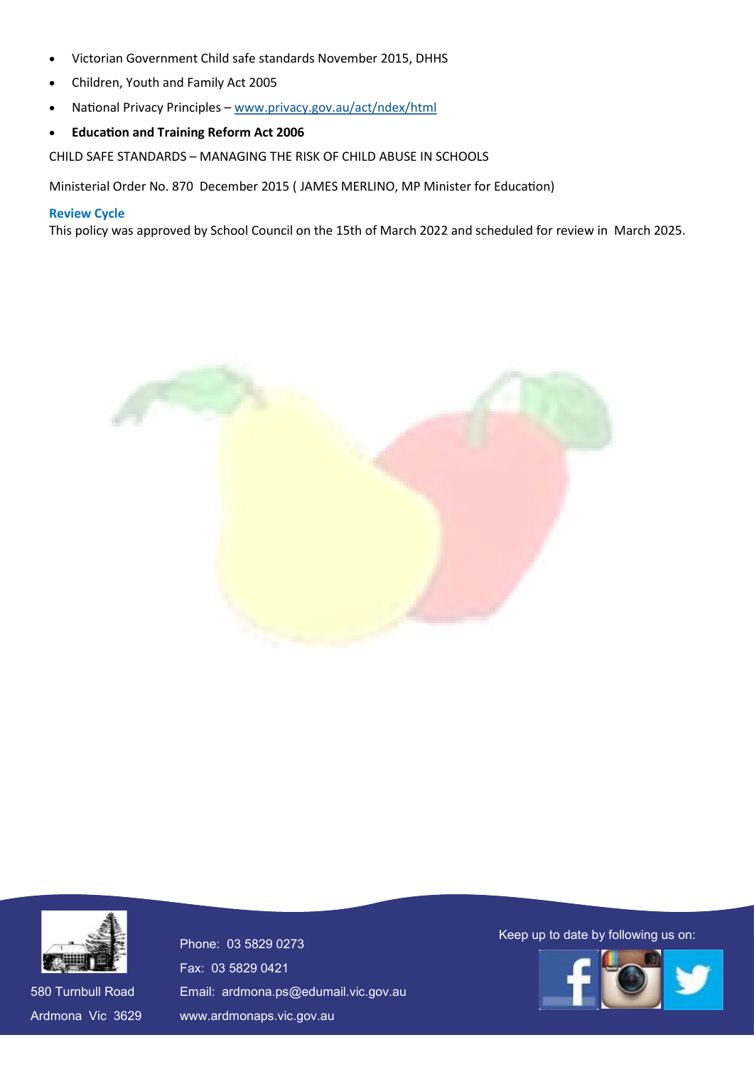- Victorian Government Child safe standards November 2015, DHHS
- Children, Youth and Family Act 2005
- National Privacy Principles – www.privacy.gov.au/act/ndex/html
- **Education and Training Reform Act 2006**

CHILD SAFE STANDARDS – MANAGING THE RISK OF CHILD ABUSE IN SCHOOLS

Ministerial Order No. 870 December 2015 ( JAMES MERLINO, MP Minister for Education)

### Review Cycle

This policy was approved by School Council on the 15th of March 2022 and scheduled for review in March 2025.

580 Turnbull Road
Ardmona Vic 3629

Phone: 03 5829 0273
Fax: 03 5829 0421
Email: ardmona.ps@edumail.vic.gov.au
www.ardmonaps.vic.gov.au

Keep up to date by following us on: